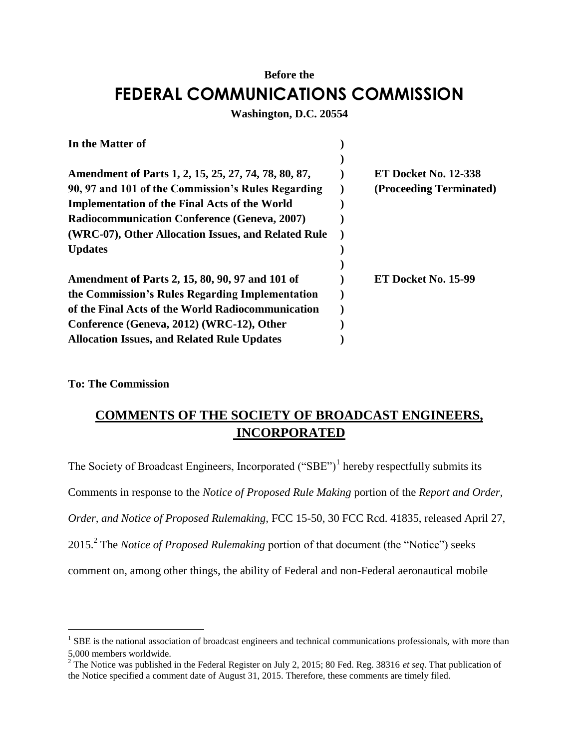**Before the**

# FEDERAL COMMUNICATIONS COMMISSION

**Washington, D.C. 20554**

| | | |
|---|---|---|
| **In the Matter of** | **)** | |
| | **)** | |
| **Amendment of Parts 1, 2, 15, 25, 27, 74, 78, 80, 87, 90, 97 and 101 of the Commission's Rules Regarding Implementation of the Final Acts of the World Radiocommunication Conference (Geneva, 2007) (WRC-07), Other Allocation Issues, and Related Rule Updates** | **)** | **ET Docket No. 12-338 (Proceeding Terminated)** |
| | **)** | |
| **Amendment of Parts 2, 15, 80, 90, 97 and 101 of the Commission's Rules Regarding Implementation of the Final Acts of the World Radiocommunication Conference (Geneva, 2012) (WRC-12), Other Allocation Issues, and Related Rule Updates** | **)** | **ET Docket No. 15-99** |

**To: The Commission**

## COMMENTS OF THE SOCIETY OF BROADCAST ENGINEERS, INCORPORATED

The Society of Broadcast Engineers, Incorporated ("SBE")[1] hereby respectfully submits its Comments in response to the *Notice of Proposed Rule Making* portion of the *Report and Order, Order, and Notice of Proposed Rulemaking,* FCC 15-50, 30 FCC Rcd. 41835, released April 27, 2015.[2] The *Notice of Proposed Rulemaking* portion of that document (the "Notice") seeks comment on, among other things, the ability of Federal and non-Federal aeronautical mobile

---

[1] SBE is the national association of broadcast engineers and technical communications professionals, with more than 5,000 members worldwide.

[2] The Notice was published in the Federal Register on July 2, 2015; 80 Fed. Reg. 38316 *et seq*. That publication of the Notice specified a comment date of August 31, 2015. Therefore, these comments are timely filed.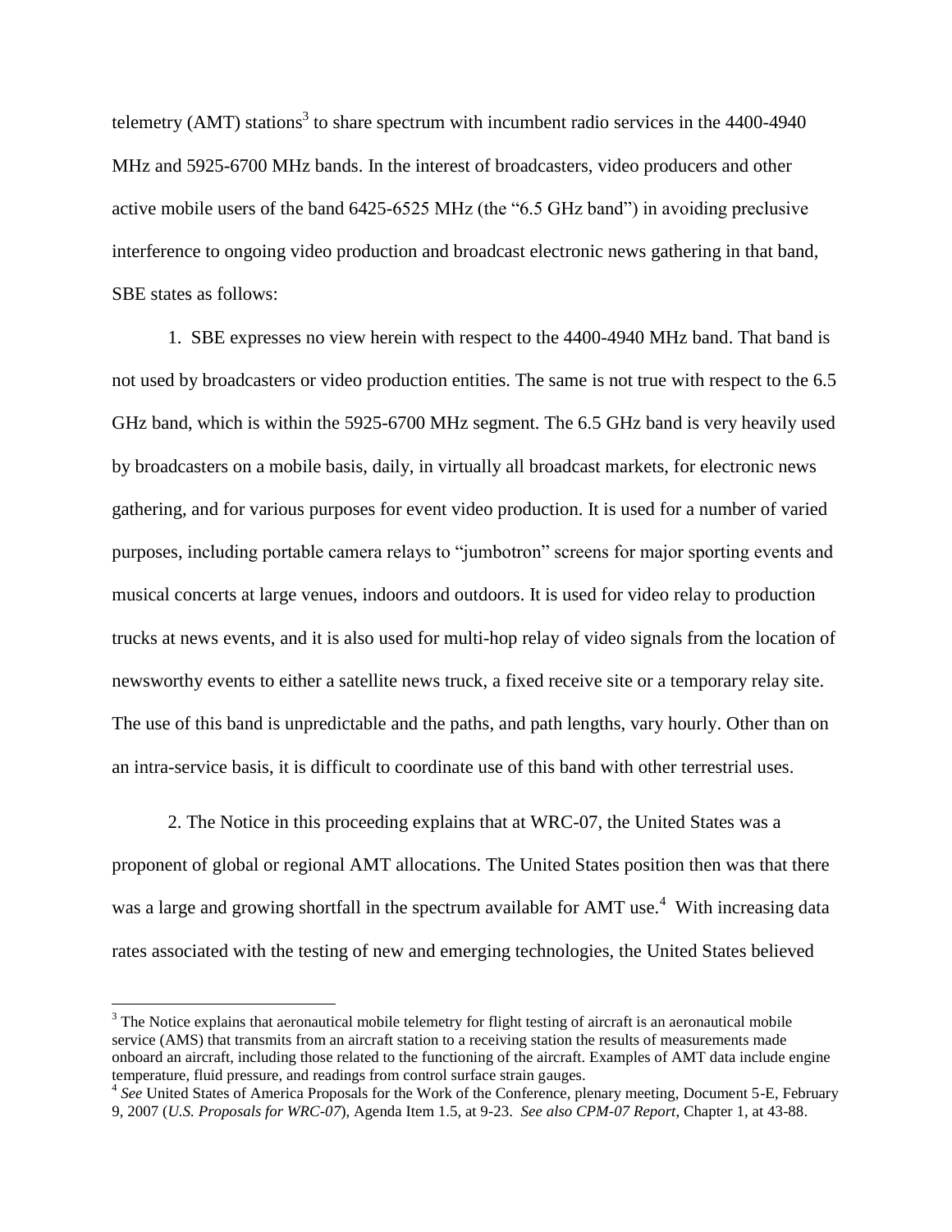telemetry (AMT) stations[3] to share spectrum with incumbent radio services in the 4400-4940 MHz and 5925-6700 MHz bands. In the interest of broadcasters, video producers and other active mobile users of the band 6425-6525 MHz (the "6.5 GHz band") in avoiding preclusive interference to ongoing video production and broadcast electronic news gathering in that band, SBE states as follows:

1. SBE expresses no view herein with respect to the 4400-4940 MHz band. That band is not used by broadcasters or video production entities. The same is not true with respect to the 6.5 GHz band, which is within the 5925-6700 MHz segment. The 6.5 GHz band is very heavily used by broadcasters on a mobile basis, daily, in virtually all broadcast markets, for electronic news gathering, and for various purposes for event video production. It is used for a number of varied purposes, including portable camera relays to "jumbotron" screens for major sporting events and musical concerts at large venues, indoors and outdoors. It is used for video relay to production trucks at news events, and it is also used for multi-hop relay of video signals from the location of newsworthy events to either a satellite news truck, a fixed receive site or a temporary relay site. The use of this band is unpredictable and the paths, and path lengths, vary hourly. Other than on an intra-service basis, it is difficult to coordinate use of this band with other terrestrial uses.

2. The Notice in this proceeding explains that at WRC-07, the United States was a proponent of global or regional AMT allocations. The United States position then was that there was a large and growing shortfall in the spectrum available for AMT use.[4] With increasing data rates associated with the testing of new and emerging technologies, the United States believed

---

[3] The Notice explains that aeronautical mobile telemetry for flight testing of aircraft is an aeronautical mobile service (AMS) that transmits from an aircraft station to a receiving station the results of measurements made onboard an aircraft, including those related to the functioning of the aircraft. Examples of AMT data include engine temperature, fluid pressure, and readings from control surface strain gauges.

[4] *See* United States of America Proposals for the Work of the Conference, plenary meeting, Document 5-E, February 9, 2007 (*U.S. Proposals for WRC-07*), Agenda Item 1.5, at 9-23. *See also CPM-07 Report*, Chapter 1, at 43-88.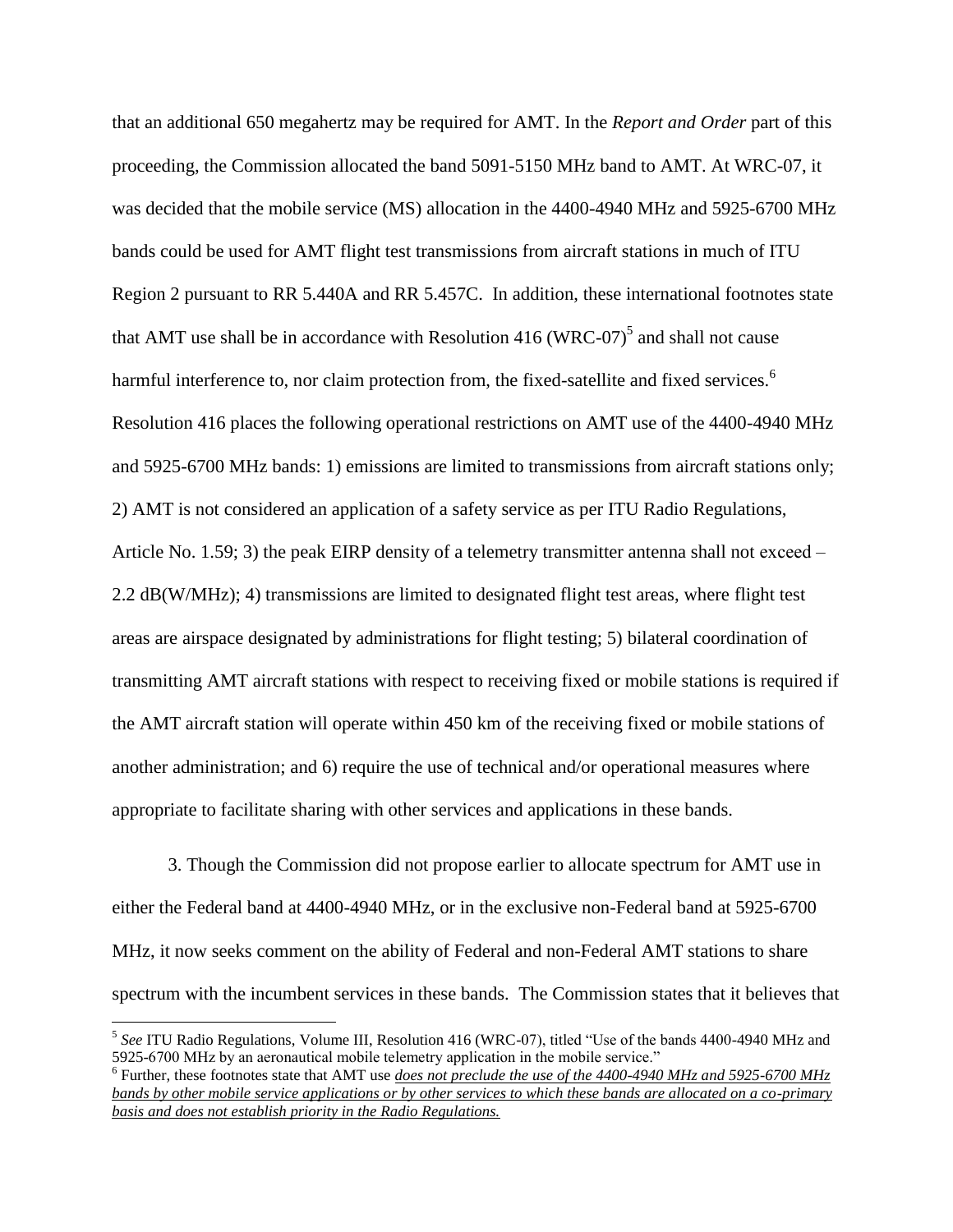that an additional 650 megahertz may be required for AMT. In the *Report and Order* part of this proceeding, the Commission allocated the band 5091-5150 MHz band to AMT. At WRC-07, it was decided that the mobile service (MS) allocation in the 4400-4940 MHz and 5925-6700 MHz bands could be used for AMT flight test transmissions from aircraft stations in much of ITU Region 2 pursuant to RR 5.440A and RR 5.457C. In addition, these international footnotes state that AMT use shall be in accordance with Resolution 416 (WRC-07)[5] and shall not cause harmful interference to, nor claim protection from, the fixed-satellite and fixed services.[6] Resolution 416 places the following operational restrictions on AMT use of the 4400-4940 MHz and 5925-6700 MHz bands: 1) emissions are limited to transmissions from aircraft stations only; 2) AMT is not considered an application of a safety service as per ITU Radio Regulations, Article No. 1.59; 3) the peak EIRP density of a telemetry transmitter antenna shall not exceed – 2.2 dB(W/MHz); 4) transmissions are limited to designated flight test areas, where flight test areas are airspace designated by administrations for flight testing; 5) bilateral coordination of transmitting AMT aircraft stations with respect to receiving fixed or mobile stations is required if the AMT aircraft station will operate within 450 km of the receiving fixed or mobile stations of another administration; and 6) require the use of technical and/or operational measures where appropriate to facilitate sharing with other services and applications in these bands.

3. Though the Commission did not propose earlier to allocate spectrum for AMT use in either the Federal band at 4400-4940 MHz, or in the exclusive non-Federal band at 5925-6700 MHz, it now seeks comment on the ability of Federal and non-Federal AMT stations to share spectrum with the incumbent services in these bands. The Commission states that it believes that

---

[5] *See* ITU Radio Regulations, Volume III, Resolution 416 (WRC-07), titled "Use of the bands 4400-4940 MHz and 5925-6700 MHz by an aeronautical mobile telemetry application in the mobile service."

[6] Further, these footnotes state that AMT use ***does not preclude the use of the 4400-4940 MHz and 5925-6700 MHz bands by other mobile service applications or by other services to which these bands are allocated on a co-primary basis and does not establish priority in the Radio Regulations.***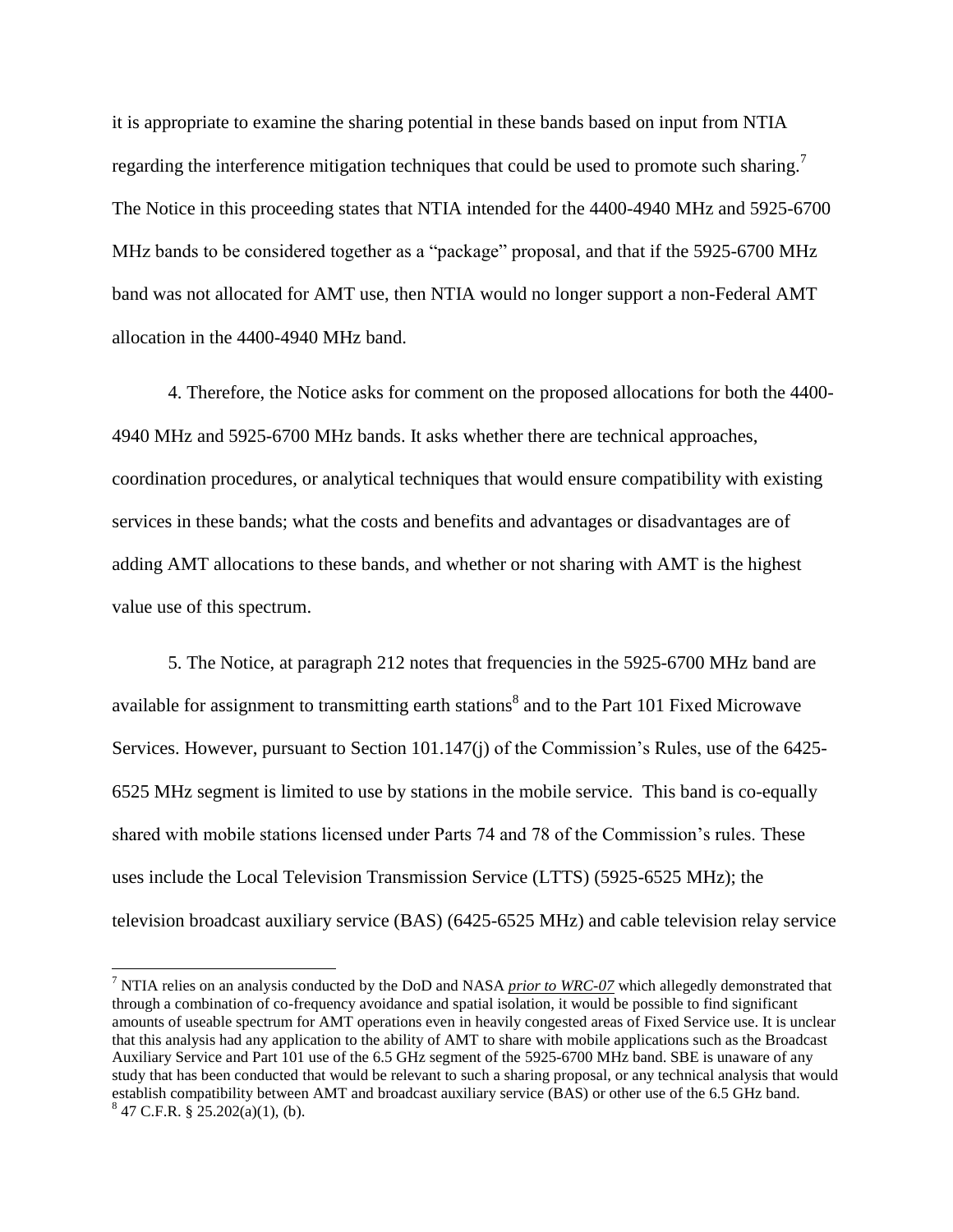it is appropriate to examine the sharing potential in these bands based on input from NTIA regarding the interference mitigation techniques that could be used to promote such sharing.[7] The Notice in this proceeding states that NTIA intended for the 4400-4940 MHz and 5925-6700 MHz bands to be considered together as a "package" proposal, and that if the 5925-6700 MHz band was not allocated for AMT use, then NTIA would no longer support a non-Federal AMT allocation in the 4400-4940 MHz band.

4. Therefore, the Notice asks for comment on the proposed allocations for both the 4400-4940 MHz and 5925-6700 MHz bands. It asks whether there are technical approaches, coordination procedures, or analytical techniques that would ensure compatibility with existing services in these bands; what the costs and benefits and advantages or disadvantages are of adding AMT allocations to these bands, and whether or not sharing with AMT is the highest value use of this spectrum.

5. The Notice, at paragraph 212 notes that frequencies in the 5925-6700 MHz band are available for assignment to transmitting earth stations[8] and to the Part 101 Fixed Microwave Services. However, pursuant to Section 101.147(j) of the Commission's Rules, use of the 6425-6525 MHz segment is limited to use by stations in the mobile service. This band is co-equally shared with mobile stations licensed under Parts 74 and 78 of the Commission's rules. These uses include the Local Television Transmission Service (LTTS) (5925-6525 MHz); the television broadcast auxiliary service (BAS) (6425-6525 MHz) and cable television relay service

---

[7] NTIA relies on an analysis conducted by the DoD and NASA ***prior to WRC-07*** which allegedly demonstrated that through a combination of co-frequency avoidance and spatial isolation, it would be possible to find significant amounts of useable spectrum for AMT operations even in heavily congested areas of Fixed Service use. It is unclear that this analysis had any application to the ability of AMT to share with mobile applications such as the Broadcast Auxiliary Service and Part 101 use of the 6.5 GHz segment of the 5925-6700 MHz band. SBE is unaware of any study that has been conducted that would be relevant to such a sharing proposal, or any technical analysis that would establish compatibility between AMT and broadcast auxiliary service (BAS) or other use of the 6.5 GHz band.

[8] 47 C.F.R. § 25.202(a)(1), (b).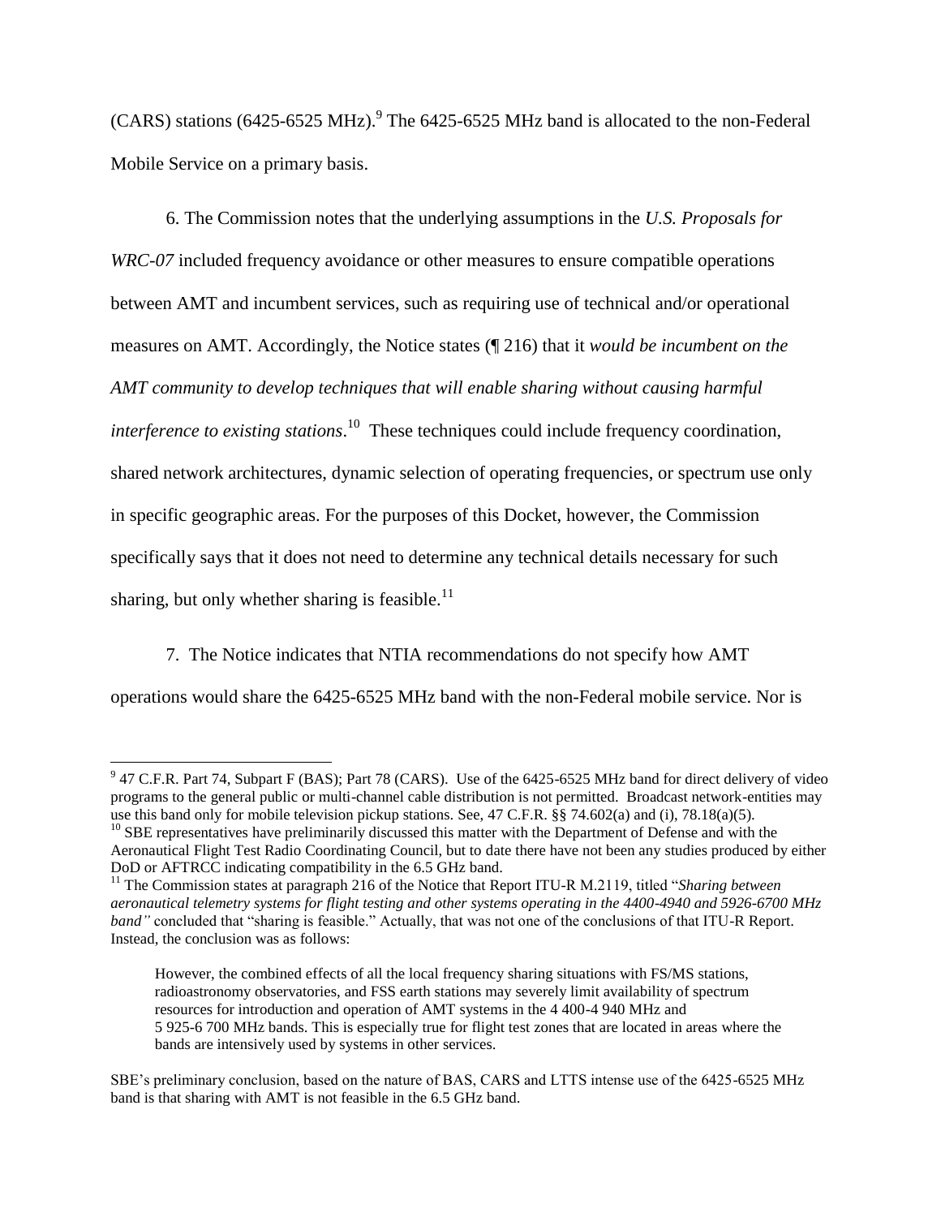(CARS) stations (6425-6525 MHz).[9] The 6425-6525 MHz band is allocated to the non-Federal Mobile Service on a primary basis.

6. The Commission notes that the underlying assumptions in the *U.S. Proposals for WRC-07* included frequency avoidance or other measures to ensure compatible operations between AMT and incumbent services, such as requiring use of technical and/or operational measures on AMT. Accordingly, the Notice states (¶ 216) that it *would be incumbent on the AMT community to develop techniques that will enable sharing without causing harmful interference to existing stations*.[10] These techniques could include frequency coordination, shared network architectures, dynamic selection of operating frequencies, or spectrum use only in specific geographic areas. For the purposes of this Docket, however, the Commission specifically says that it does not need to determine any technical details necessary for such sharing, but only whether sharing is feasible.[11]

7. The Notice indicates that NTIA recommendations do not specify how AMT operations would share the 6425-6525 MHz band with the non-Federal mobile service. Nor is

---

[9] 47 C.F.R. Part 74, Subpart F (BAS); Part 78 (CARS). Use of the 6425-6525 MHz band for direct delivery of video programs to the general public or multi-channel cable distribution is not permitted. Broadcast network-entities may use this band only for mobile television pickup stations. See, 47 C.F.R. §§ 74.602(a) and (i), 78.18(a)(5).

[10] SBE representatives have preliminarily discussed this matter with the Department of Defense and with the Aeronautical Flight Test Radio Coordinating Council, but to date there have not been any studies produced by either DoD or AFTRCC indicating compatibility in the 6.5 GHz band.

[11] The Commission states at paragraph 216 of the Notice that Report ITU-R M.2119, titled "*Sharing between aeronautical telemetry systems for flight testing and other systems operating in the 4400-4940 and 5926-6700 MHz band"* concluded that "sharing is feasible." Actually, that was not one of the conclusions of that ITU-R Report. Instead, the conclusion was as follows:

> However, the combined effects of all the local frequency sharing situations with FS/MS stations, radioastronomy observatories, and FSS earth stations may severely limit availability of spectrum resources for introduction and operation of AMT systems in the 4 400-4 940 MHz and 5 925-6 700 MHz bands. This is especially true for flight test zones that are located in areas where the bands are intensively used by systems in other services.

SBE's preliminary conclusion, based on the nature of BAS, CARS and LTTS intense use of the 6425-6525 MHz band is that sharing with AMT is not feasible in the 6.5 GHz band.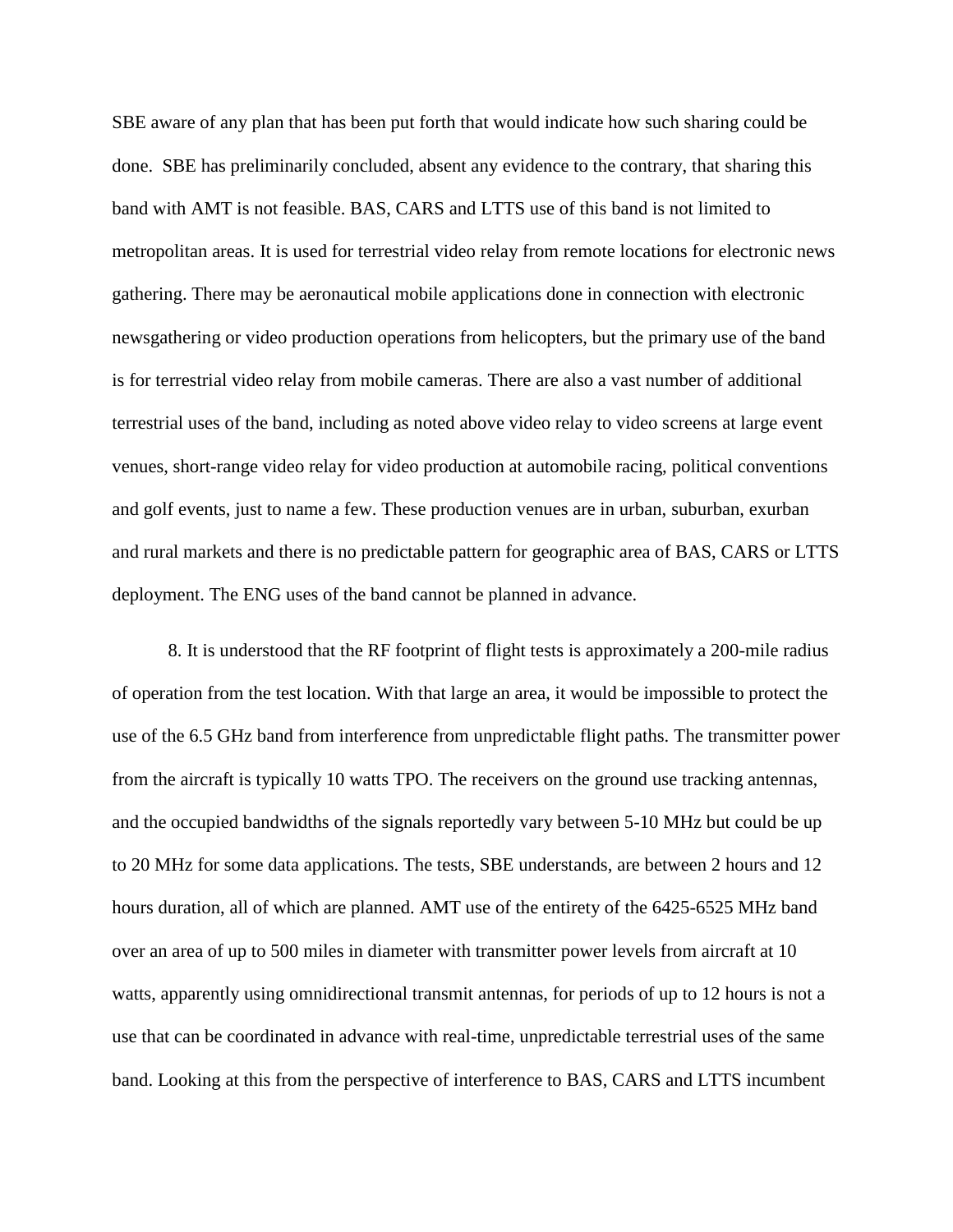SBE aware of any plan that has been put forth that would indicate how such sharing could be done. SBE has preliminarily concluded, absent any evidence to the contrary, that sharing this band with AMT is not feasible. BAS, CARS and LTTS use of this band is not limited to metropolitan areas. It is used for terrestrial video relay from remote locations for electronic news gathering. There may be aeronautical mobile applications done in connection with electronic newsgathering or video production operations from helicopters, but the primary use of the band is for terrestrial video relay from mobile cameras. There are also a vast number of additional terrestrial uses of the band, including as noted above video relay to video screens at large event venues, short-range video relay for video production at automobile racing, political conventions and golf events, just to name a few. These production venues are in urban, suburban, exurban and rural markets and there is no predictable pattern for geographic area of BAS, CARS or LTTS deployment. The ENG uses of the band cannot be planned in advance.

8. It is understood that the RF footprint of flight tests is approximately a 200-mile radius of operation from the test location. With that large an area, it would be impossible to protect the use of the 6.5 GHz band from interference from unpredictable flight paths. The transmitter power from the aircraft is typically 10 watts TPO. The receivers on the ground use tracking antennas, and the occupied bandwidths of the signals reportedly vary between 5-10 MHz but could be up to 20 MHz for some data applications. The tests, SBE understands, are between 2 hours and 12 hours duration, all of which are planned. AMT use of the entirety of the 6425-6525 MHz band over an area of up to 500 miles in diameter with transmitter power levels from aircraft at 10 watts, apparently using omnidirectional transmit antennas, for periods of up to 12 hours is not a use that can be coordinated in advance with real-time, unpredictable terrestrial uses of the same band. Looking at this from the perspective of interference to BAS, CARS and LTTS incumbent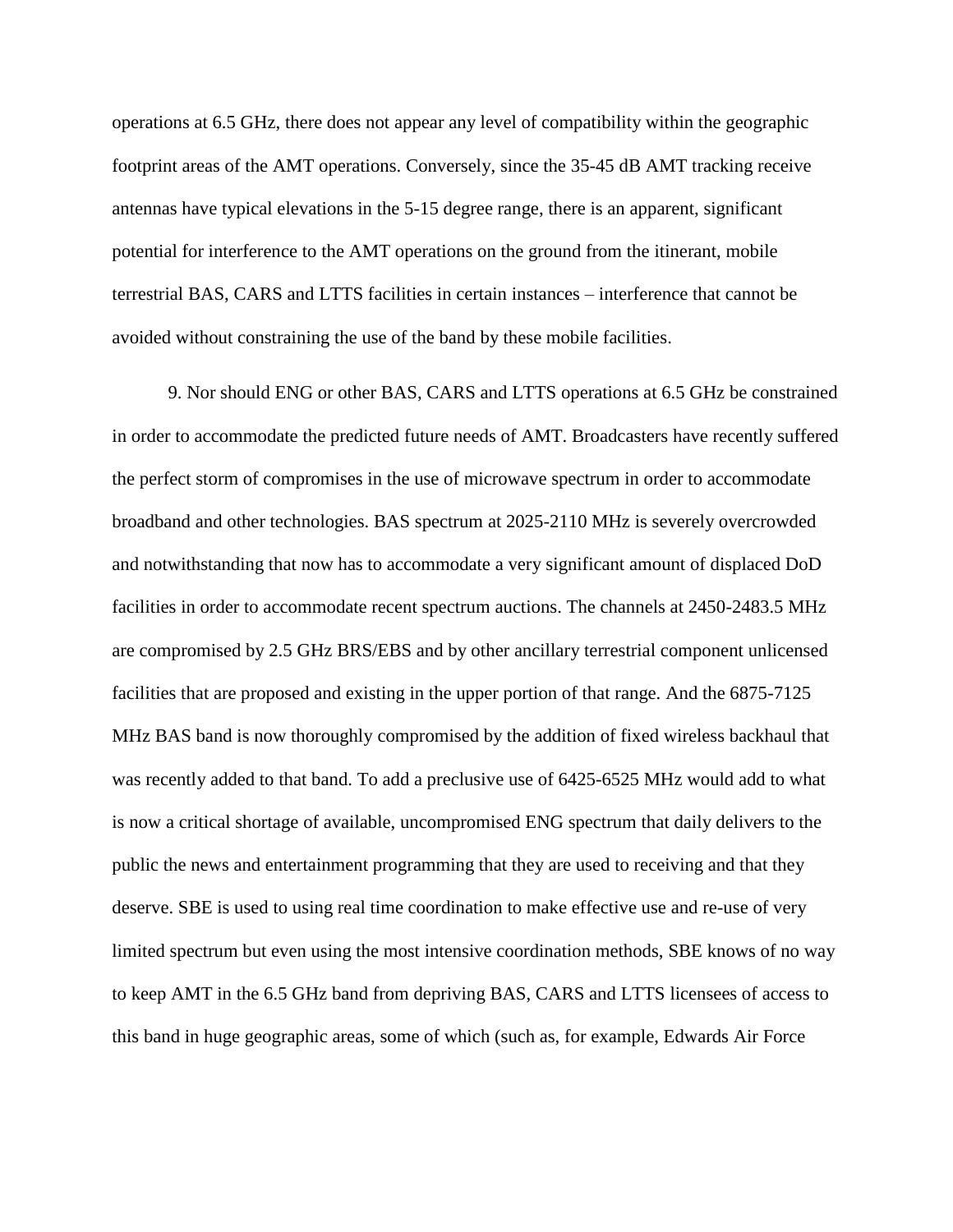operations at 6.5 GHz, there does not appear any level of compatibility within the geographic footprint areas of the AMT operations. Conversely, since the 35-45 dB AMT tracking receive antennas have typical elevations in the 5-15 degree range, there is an apparent, significant potential for interference to the AMT operations on the ground from the itinerant, mobile terrestrial BAS, CARS and LTTS facilities in certain instances – interference that cannot be avoided without constraining the use of the band by these mobile facilities.

9. Nor should ENG or other BAS, CARS and LTTS operations at 6.5 GHz be constrained in order to accommodate the predicted future needs of AMT. Broadcasters have recently suffered the perfect storm of compromises in the use of microwave spectrum in order to accommodate broadband and other technologies. BAS spectrum at 2025-2110 MHz is severely overcrowded and notwithstanding that now has to accommodate a very significant amount of displaced DoD facilities in order to accommodate recent spectrum auctions. The channels at 2450-2483.5 MHz are compromised by 2.5 GHz BRS/EBS and by other ancillary terrestrial component unlicensed facilities that are proposed and existing in the upper portion of that range. And the 6875-7125 MHz BAS band is now thoroughly compromised by the addition of fixed wireless backhaul that was recently added to that band. To add a preclusive use of 6425-6525 MHz would add to what is now a critical shortage of available, uncompromised ENG spectrum that daily delivers to the public the news and entertainment programming that they are used to receiving and that they deserve. SBE is used to using real time coordination to make effective use and re-use of very limited spectrum but even using the most intensive coordination methods, SBE knows of no way to keep AMT in the 6.5 GHz band from depriving BAS, CARS and LTTS licensees of access to this band in huge geographic areas, some of which (such as, for example, Edwards Air Force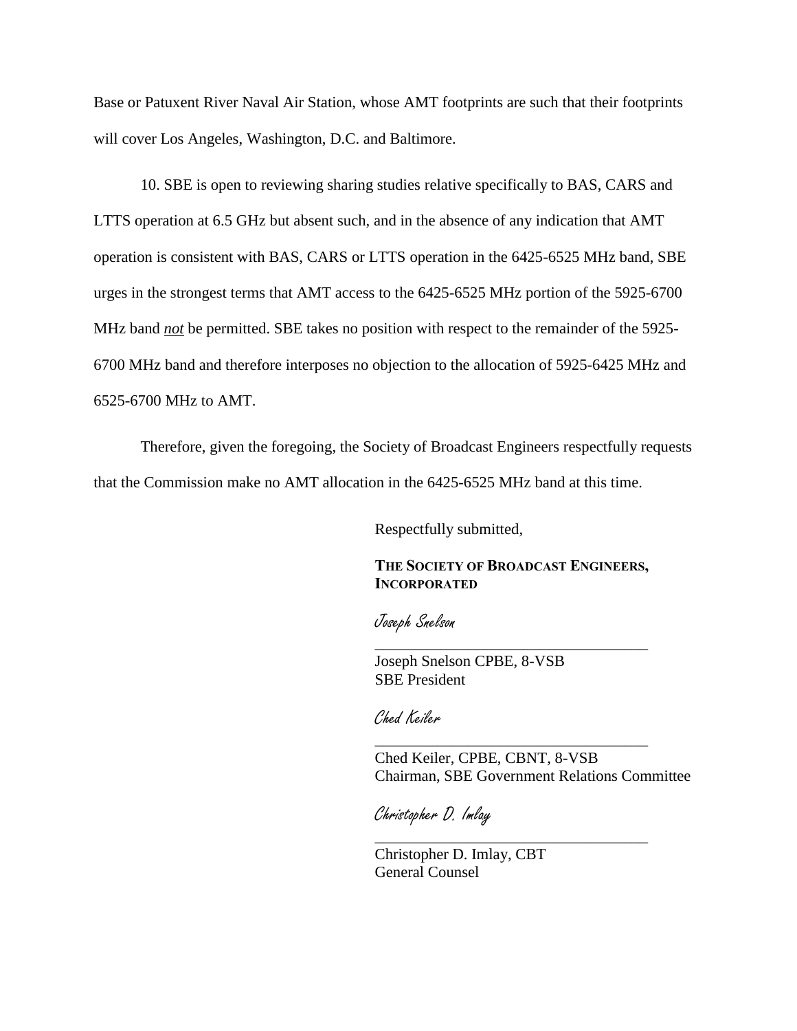Base or Patuxent River Naval Air Station, whose AMT footprints are such that their footprints will cover Los Angeles, Washington, D.C. and Baltimore.

10. SBE is open to reviewing sharing studies relative specifically to BAS, CARS and LTTS operation at 6.5 GHz but absent such, and in the absence of any indication that AMT operation is consistent with BAS, CARS or LTTS operation in the 6425-6525 MHz band, SBE urges in the strongest terms that AMT access to the 6425-6525 MHz portion of the 5925-6700 MHz band ***not*** be permitted. SBE takes no position with respect to the remainder of the 5925-6700 MHz band and therefore interposes no objection to the allocation of 5925-6425 MHz and 6525-6700 MHz to AMT.

Therefore, given the foregoing, the Society of Broadcast Engineers respectfully requests that the Commission make no AMT allocation in the 6425-6525 MHz band at this time.

Respectfully submitted,

**THE SOCIETY OF BROADCAST ENGINEERS, INCORPORATED**

*Joseph Snelson*

\_\_\_\_\_\_\_\_\_\_\_\_\_\_\_\_\_\_\_\_\_\_\_\_\_\_\_\_\_\_\_\_\_\_\_

Joseph Snelson CPBE, 8-VSB
SBE President

*Ched Keiler*

\_\_\_\_\_\_\_\_\_\_\_\_\_\_\_\_\_\_\_\_\_\_\_\_\_\_\_\_\_\_\_\_\_\_\_

Ched Keiler, CPBE, CBNT, 8-VSB
Chairman, SBE Government Relations Committee

*Christopher D. Imlay*

\_\_\_\_\_\_\_\_\_\_\_\_\_\_\_\_\_\_\_\_\_\_\_\_\_\_\_\_\_\_\_\_\_\_\_

Christopher D. Imlay, CBT
General Counsel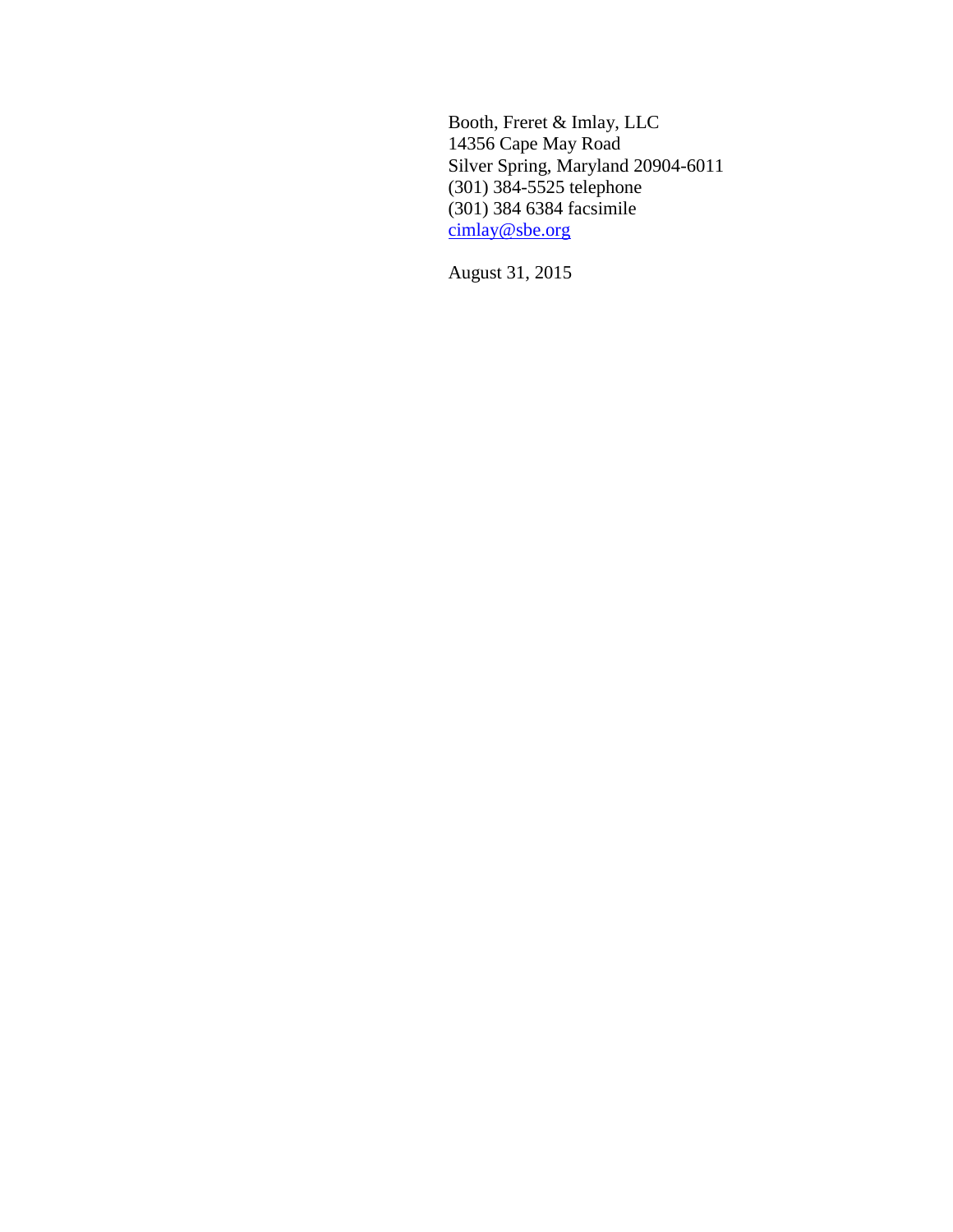Booth, Freret & Imlay, LLC
14356 Cape May Road
Silver Spring, Maryland 20904-6011
(301) 384-5525 telephone
(301) 384 6384 facsimile
cimlay@sbe.org

August 31, 2015